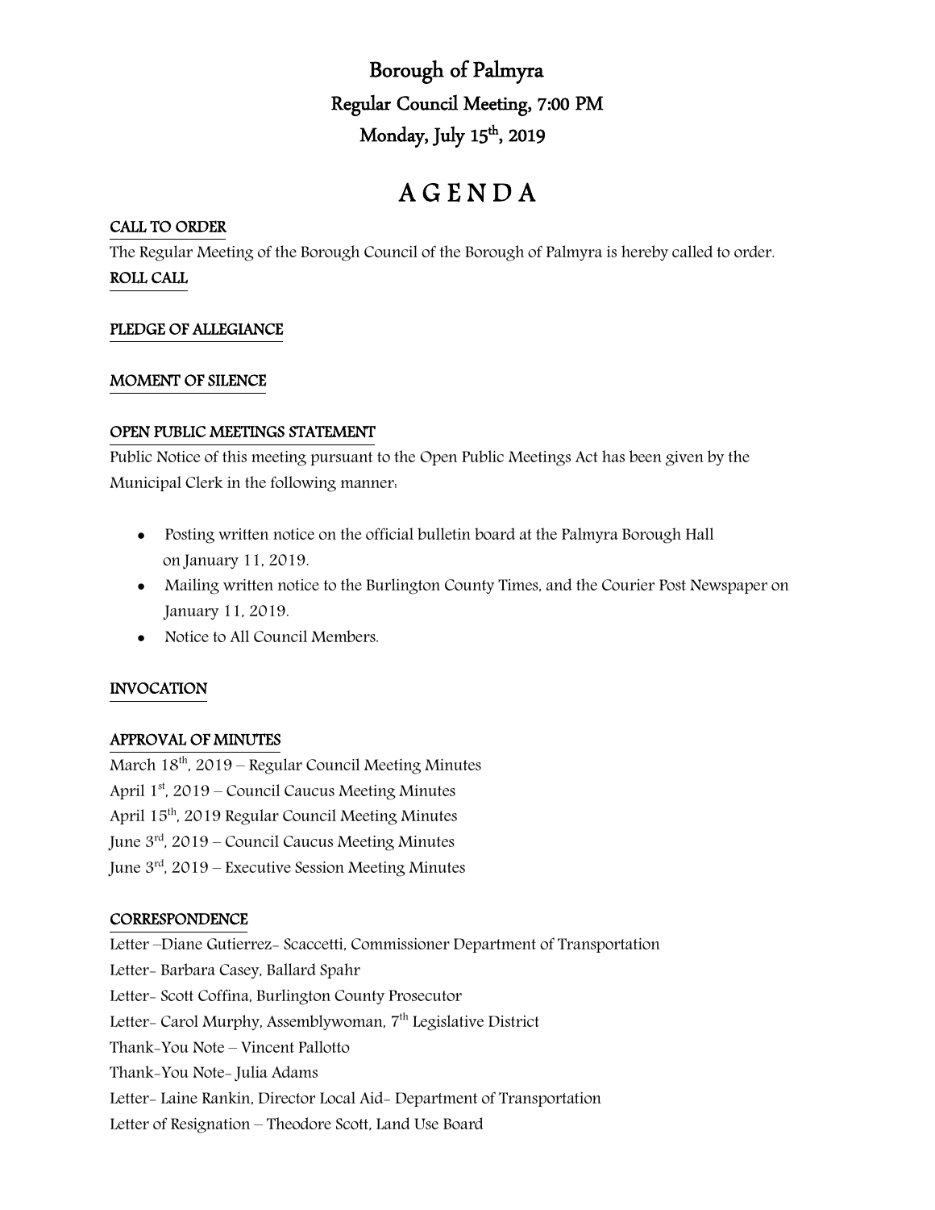# Borough of Palmyra

## Regular Council Meeting, 7:00 PM

## Monday, July 15th, 2019

# A G E N D A

**CALL TO ORDER**

The Regular Meeting of the Borough Council of the Borough of Palmyra is hereby called to order.

**ROLL CALL**

**PLEDGE OF ALLEGIANCE**

**MOMENT OF SILENCE**

**OPEN PUBLIC MEETINGS STATEMENT**

Public Notice of this meeting pursuant to the Open Public Meetings Act has been given by the Municipal Clerk in the following manner:

- Posting written notice on the official bulletin board at the Palmyra Borough Hall on January 11, 2019.
- Mailing written notice to the Burlington County Times, and the Courier Post Newspaper on January 11, 2019.
- Notice to All Council Members.

**INVOCATION**

**APPROVAL OF MINUTES**

March 18th, 2019 – Regular Council Meeting Minutes
April 1st, 2019 – Council Caucus Meeting Minutes
April 15th, 2019 Regular Council Meeting Minutes
June 3rd, 2019 – Council Caucus Meeting Minutes
June 3rd, 2019 – Executive Session Meeting Minutes

**CORRESPONDENCE**

Letter –Diane Gutierrez- Scaccetti, Commissioner Department of Transportation
Letter- Barbara Casey, Ballard Spahr
Letter- Scott Coffina, Burlington County Prosecutor
Letter- Carol Murphy, Assemblywoman, 7th Legislative District
Thank-You Note – Vincent Pallotto
Thank-You Note- Julia Adams
Letter- Laine Rankin, Director Local Aid- Department of Transportation
Letter of Resignation – Theodore Scott, Land Use Board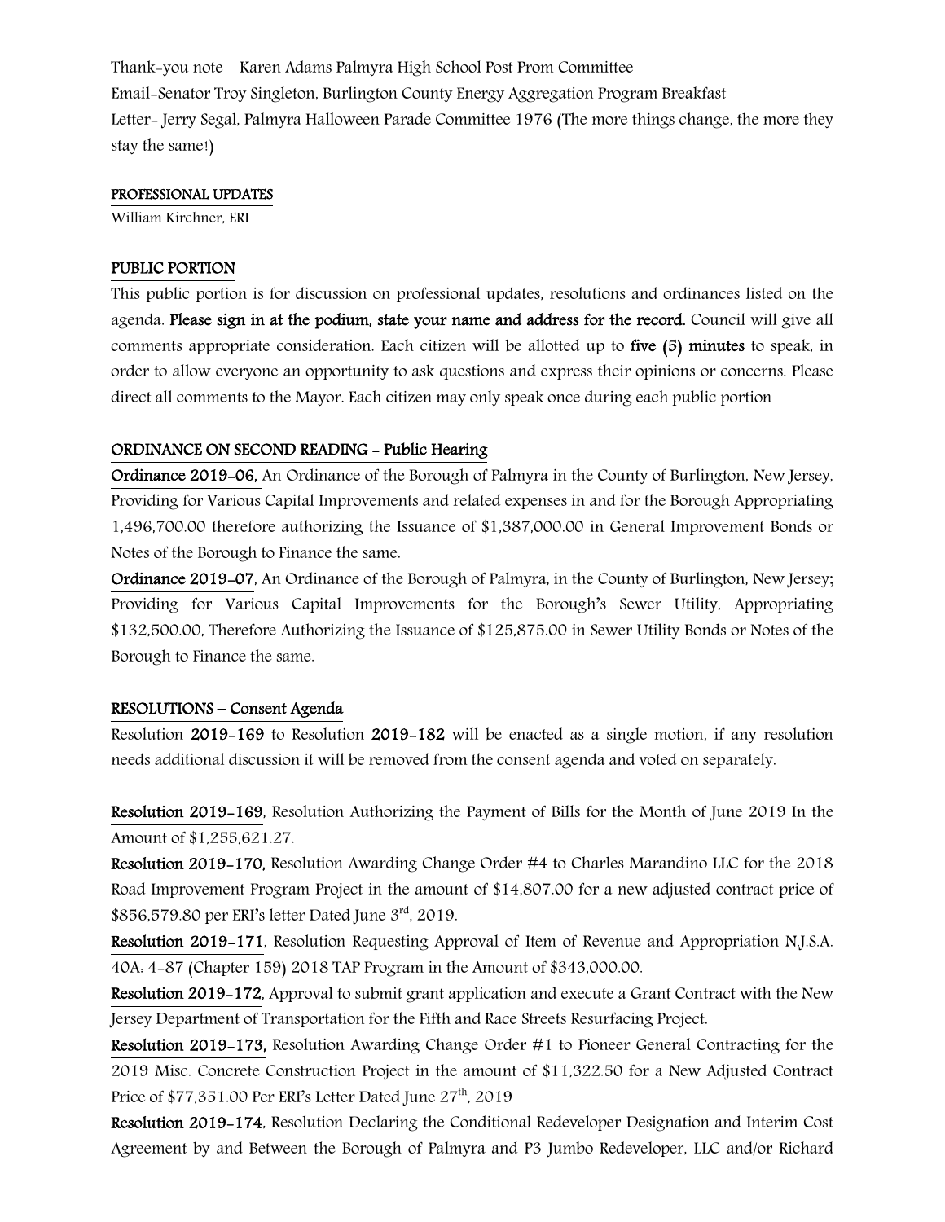Thank-you note – Karen Adams Palmyra High School Post Prom Committee
Email-Senator Troy Singleton, Burlington County Energy Aggregation Program Breakfast
Letter- Jerry Segal, Palmyra Halloween Parade Committee 1976 (The more things change, the more they stay the same!)

## PROFESSIONAL UPDATES

William Kirchner, ERI

## PUBLIC PORTION

This public portion is for discussion on professional updates, resolutions and ordinances listed on the agenda. **Please sign in at the podium, state your name and address for the record.** Council will give all comments appropriate consideration. Each citizen will be allotted up to **five (5) minutes** to speak, in order to allow everyone an opportunity to ask questions and express their opinions or concerns. Please direct all comments to the Mayor. Each citizen may only speak once during each public portion

## ORDINANCE ON SECOND READING - Public Hearing

**Ordinance 2019-06,** An Ordinance of the Borough of Palmyra in the County of Burlington, New Jersey, Providing for Various Capital Improvements and related expenses in and for the Borough Appropriating 1,496,700.00 therefore authorizing the Issuance of $1,387,000.00 in General Improvement Bonds or Notes of the Borough to Finance the same.

**Ordinance 2019-07**, An Ordinance of the Borough of Palmyra, in the County of Burlington, New Jersey; Providing for Various Capital Improvements for the Borough's Sewer Utility, Appropriating $132,500.00, Therefore Authorizing the Issuance of $125,875.00 in Sewer Utility Bonds or Notes of the Borough to Finance the same.

## RESOLUTIONS – Consent Agenda

Resolution **2019-169** to Resolution **2019-182** will be enacted as a single motion, if any resolution needs additional discussion it will be removed from the consent agenda and voted on separately.

**Resolution 2019-169**, Resolution Authorizing the Payment of Bills for the Month of June 2019 In the Amount of $1,255,621.27.

**Resolution 2019-170,** Resolution Awarding Change Order #4 to Charles Marandino LLC for the 2018 Road Improvement Program Project in the amount of $14,807.00 for a new adjusted contract price of $856,579.80 per ERI's letter Dated June 3rd, 2019.

**Resolution 2019-171**, Resolution Requesting Approval of Item of Revenue and Appropriation N.J.S.A. 40A: 4-87 (Chapter 159) 2018 TAP Program in the Amount of $343,000.00.

**Resolution 2019-172,** Approval to submit grant application and execute a Grant Contract with the New Jersey Department of Transportation for the Fifth and Race Streets Resurfacing Project.

**Resolution 2019-173,** Resolution Awarding Change Order #1 to Pioneer General Contracting for the 2019 Misc. Concrete Construction Project in the amount of $11,322.50 for a New Adjusted Contract Price of $77,351.00 Per ERI's Letter Dated June 27th, 2019

**Resolution 2019-174**, Resolution Declaring the Conditional Redeveloper Designation and Interim Cost Agreement by and Between the Borough of Palmyra and P3 Jumbo Redeveloper, LLC and/or Richard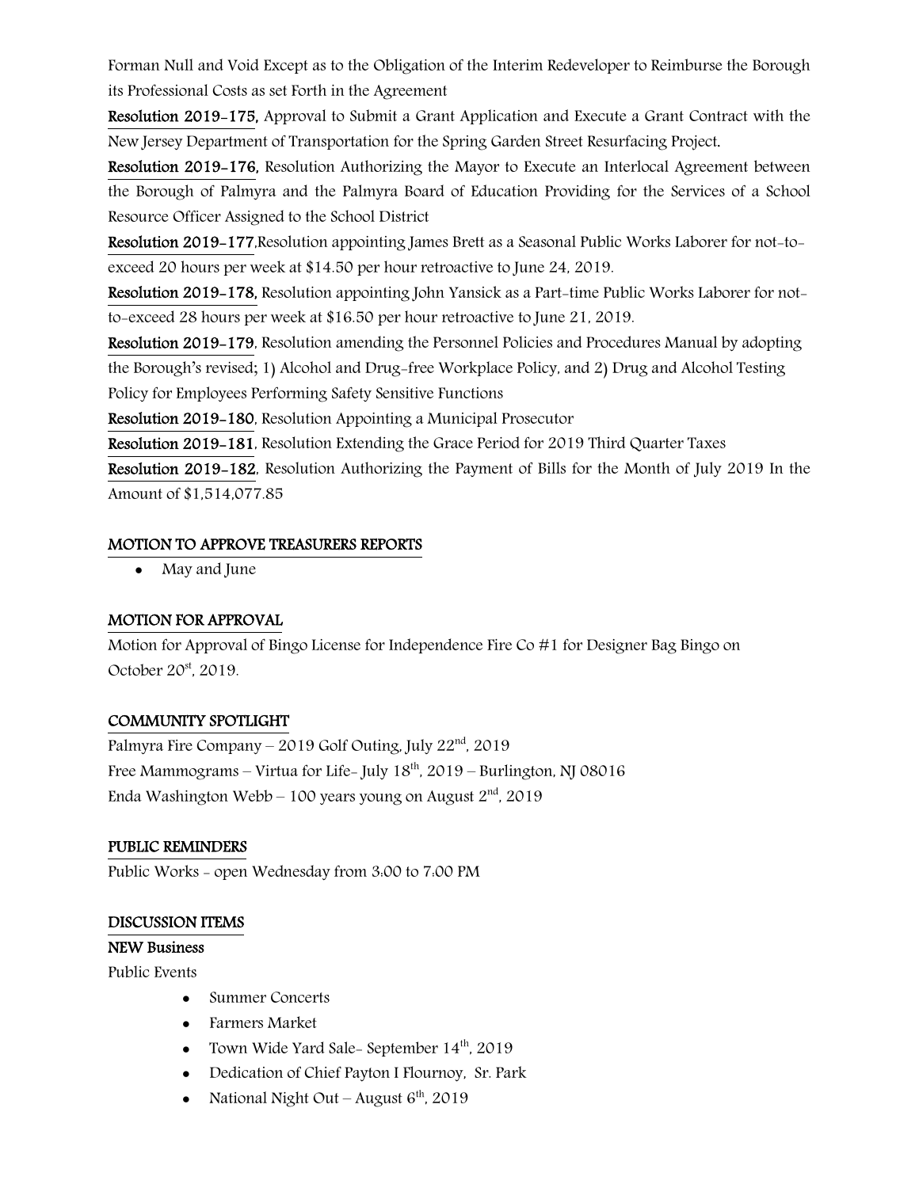Forman Null and Void Except as to the Obligation of the Interim Redeveloper to Reimburse the Borough its Professional Costs as set Forth in the Agreement

**Resolution 2019-175,** Approval to Submit a Grant Application and Execute a Grant Contract with the New Jersey Department of Transportation for the Spring Garden Street Resurfacing Project.

**Resolution 2019-176,** Resolution Authorizing the Mayor to Execute an Interlocal Agreement between the Borough of Palmyra and the Palmyra Board of Education Providing for the Services of a School Resource Officer Assigned to the School District

**Resolution 2019-177**,Resolution appointing James Brett as a Seasonal Public Works Laborer for not-to-exceed 20 hours per week at $14.50 per hour retroactive to June 24, 2019.

**Resolution 2019-178,** Resolution appointing John Yansick as a Part-time Public Works Laborer for not-to-exceed 28 hours per week at $16.50 per hour retroactive to June 21, 2019.

**Resolution 2019-179**, Resolution amending the Personnel Policies and Procedures Manual by adopting the Borough's revised; 1) Alcohol and Drug-free Workplace Policy, and 2) Drug and Alcohol Testing Policy for Employees Performing Safety Sensitive Functions

**Resolution 2019-180**, Resolution Appointing a Municipal Prosecutor

**Resolution 2019-181**, Resolution Extending the Grace Period for 2019 Third Quarter Taxes

**Resolution 2019-182**, Resolution Authorizing the Payment of Bills for the Month of July 2019 In the Amount of $1,514,077.85

**MOTION TO APPROVE TREASURERS REPORTS**

- May and June

**MOTION FOR APPROVAL**

Motion for Approval of Bingo License for Independence Fire Co #1 for Designer Bag Bingo on October 20st, 2019.

**COMMUNITY SPOTLIGHT**

Palmyra Fire Company – 2019 Golf Outing, July 22nd, 2019
Free Mammograms – Virtua for Life- July 18th, 2019 – Burlington, NJ 08016
Enda Washington Webb – 100 years young on August 2nd, 2019

**PUBLIC REMINDERS**

Public Works - open Wednesday from 3:00 to 7:00 PM

**DISCUSSION ITEMS**

**NEW Business**

Public Events

- Summer Concerts
- Farmers Market
- Town Wide Yard Sale- September 14th, 2019
- Dedication of Chief Payton I Flournoy, Sr. Park
- National Night Out – August 6th, 2019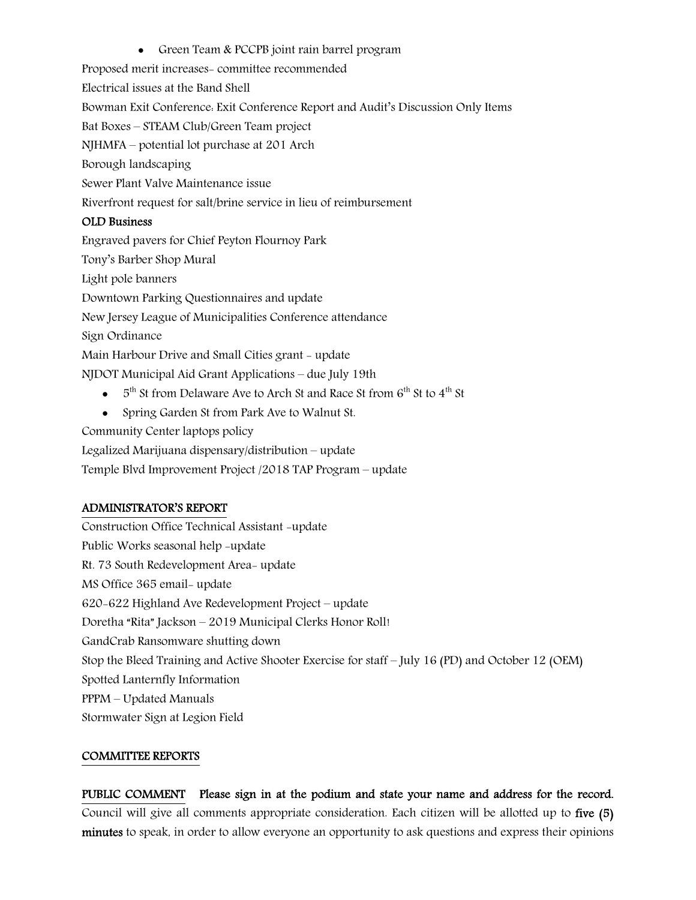- Green Team & PCCPB joint rain barrel program

Proposed merit increases- committee recommended

Electrical issues at the Band Shell

Bowman Exit Conference: Exit Conference Report and Audit's Discussion Only Items

Bat Boxes – STEAM Club/Green Team project

NJHMFA – potential lot purchase at 201 Arch

Borough landscaping

Sewer Plant Valve Maintenance issue

Riverfront request for salt/brine service in lieu of reimbursement

**OLD Business**

Engraved pavers for Chief Peyton Flournoy Park

Tony's Barber Shop Mural

Light pole banners

Downtown Parking Questionnaires and update

New Jersey League of Municipalities Conference attendance

Sign Ordinance

Main Harbour Drive and Small Cities grant - update

NJDOT Municipal Aid Grant Applications – due July 19th

- 5th St from Delaware Ave to Arch St and Race St from 6th St to 4th St
- Spring Garden St from Park Ave to Walnut St.

Community Center laptops policy

Legalized Marijuana dispensary/distribution – update

Temple Blvd Improvement Project /2018 TAP Program – update

## ADMINISTRATOR'S REPORT

Construction Office Technical Assistant -update

Public Works seasonal help -update

Rt. 73 South Redevelopment Area- update

MS Office 365 email- update

620-622 Highland Ave Redevelopment Project – update

Doretha "Rita" Jackson – 2019 Municipal Clerks Honor Roll!

GandCrab Ransomware shutting down

Stop the Bleed Training and Active Shooter Exercise for staff – July 16 (PD) and October 12 (OEM)

Spotted Lanternfly Information

PPPM – Updated Manuals

Stormwater Sign at Legion Field

## COMMITTEE REPORTS

**PUBLIC COMMENT** **Please sign in at the podium and state your name and address for the record.** Council will give all comments appropriate consideration. Each citizen will be allotted up to **five (5) minutes** to speak, in order to allow everyone an opportunity to ask questions and express their opinions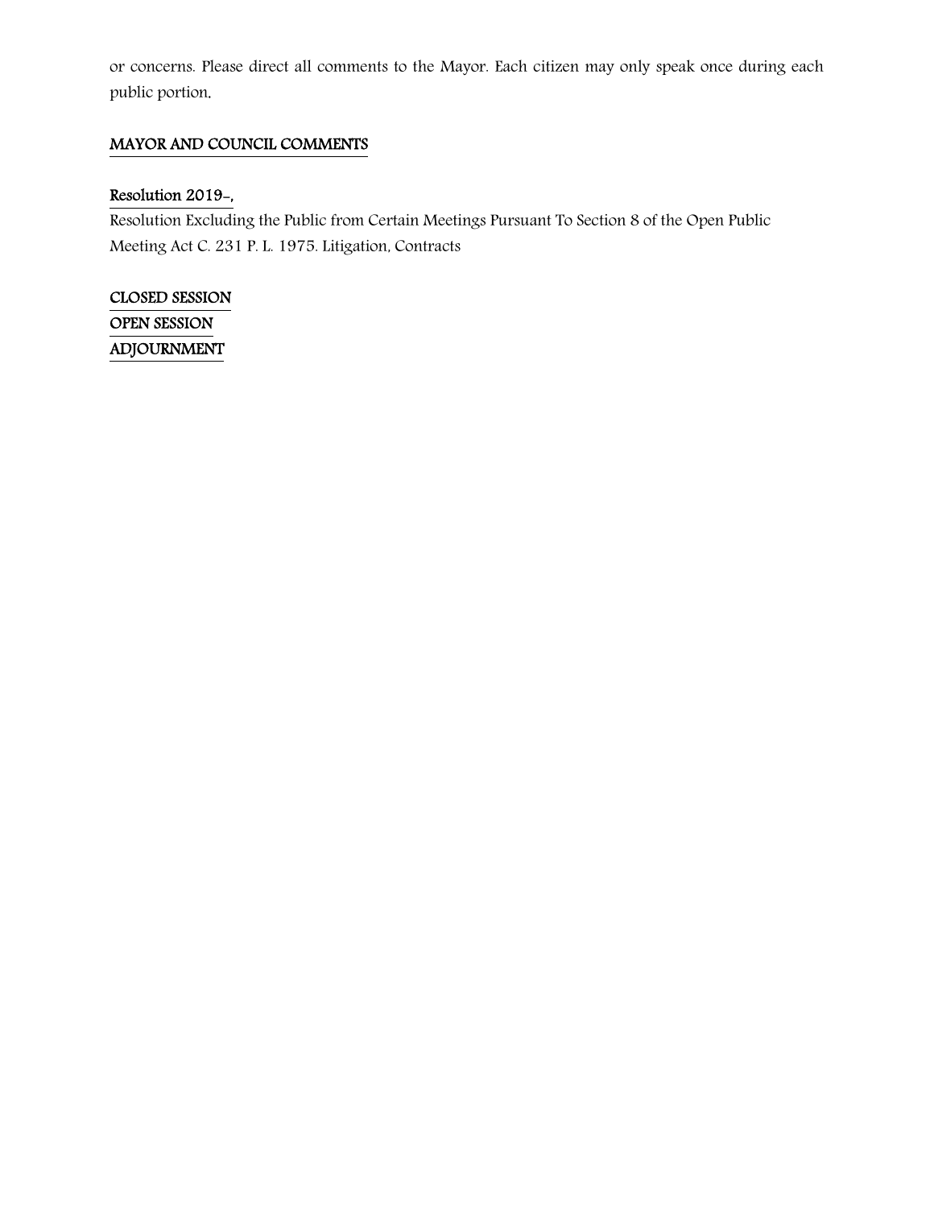or concerns. Please direct all comments to the Mayor. Each citizen may only speak once during each public portion.

## MAYOR AND COUNCIL COMMENTS

## Resolution 2019-,

Resolution Excluding the Public from Certain Meetings Pursuant To Section 8 of the Open Public Meeting Act C. 231 P. L. 1975. Litigation, Contracts

## CLOSED SESSION

## OPEN SESSION

## ADJOURNMENT